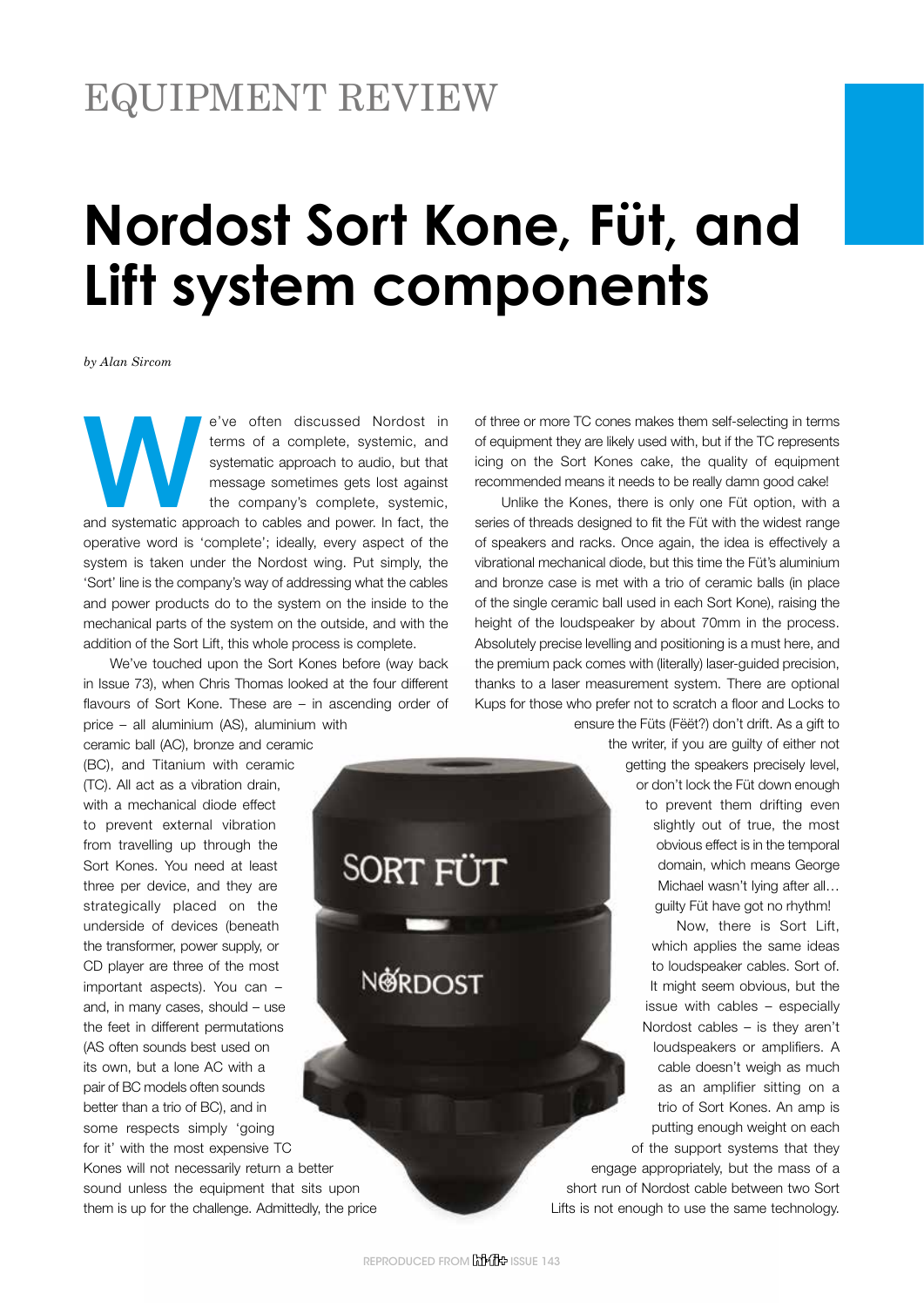EQUIPMENT REVIEW

# Nordost Sort Kone, Füt, and Lift system components

*by Alan Sircom*

We've often discussed Nordost in terms of a complete, systemic, and systematic approach to audio, but that message sometimes gets lost against the company's complete, systemic, and systematic approach to cables and power. In fact, the operative word is 'complete'; ideally, every aspect of the system is taken under the Nordost wing. Put simply, the 'Sort' line is the company's way of addressing what the cables and power products do to the system on the inside to the mechanical parts of the system on the outside, and with the addition of the Sort Lift, this whole process is complete.

We've touched upon the Sort Kones before (way back in Issue 73), when Chris Thomas looked at the four different flavours of Sort Kone. These are – in ascending order of price – all aluminium (AS), aluminium with ceramic ball (AC), bronze and ceramic (BC), and Titanium with ceramic (TC). All act as a vibration drain, with a mechanical diode effect to prevent external vibration from travelling up through the Sort Kones. You need at least three per device, and they are strategically placed on the underside of devices (beneath the transformer, power supply, or CD player are three of the most important aspects). You can – and, in many cases, should – use the feet in different permutations (AS often sounds best used on its own, but a lone AC with a pair of BC models often sounds better than a trio of BC), and in some respects simply 'going for it' with the most expensive TC Kones will not necessarily return a better sound unless the equipment that sits upon them is up for the challenge. Admittedly, the price of three or more TC cones makes them self-selecting in terms of equipment they are likely used with, but if the TC represents icing on the Sort Kones cake, the quality of equipment recommended means it needs to be really damn good cake!

Unlike the Kones, there is only one Füt option, with a series of threads designed to fit the Füt with the widest range of speakers and racks. Once again, the idea is effectively a vibrational mechanical diode, but this time the Füt's aluminium and bronze case is met with a trio of ceramic balls (in place of the single ceramic ball used in each Sort Kone), raising the height of the loudspeaker by about 70mm in the process. Absolutely precise levelling and positioning is a must here, and the premium pack comes with (literally) laser-guided precision, thanks to a laser measurement system. There are optional Kups for those who prefer not to scratch a floor and Locks to ensure the Füts (Fëët?) don't drift. As a gift to the writer, if you are guilty of either not getting the speakers precisely level, or don't lock the Füt down enough to prevent them drifting even slightly out of true, the most obvious effect is in the temporal domain, which means George Michael wasn't lying after all… guilty Füt have got no rhythm!

Now, there is Sort Lift, which applies the same ideas to loudspeaker cables. Sort of. It might seem obvious, but the issue with cables – especially Nordost cables – is they aren't loudspeakers or amplifiers. A cable doesn't weigh as much as an amplifier sitting on a trio of Sort Kones. An amp is putting enough weight on each of the support systems that they engage appropriately, but the mass of a short run of Nordost cable between two Sort Lifts is not enough to use the same technology.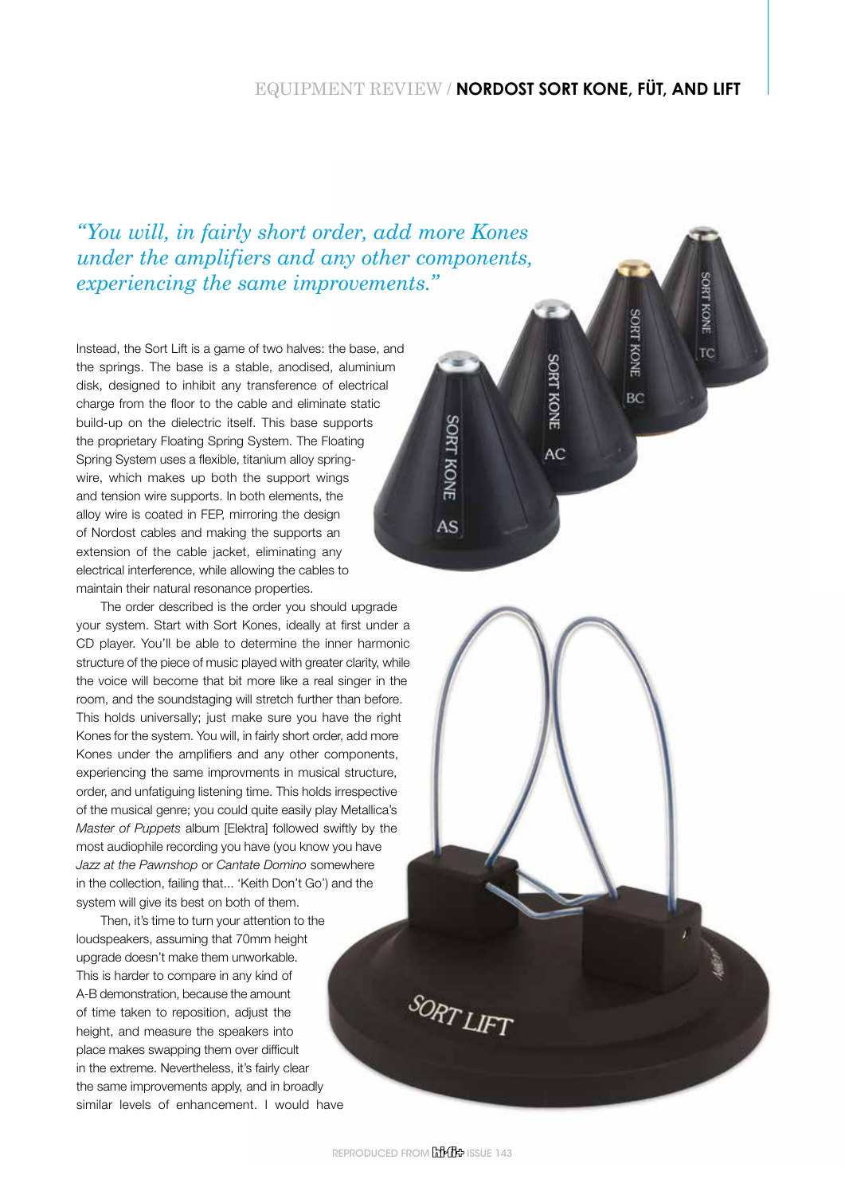*"You will, in fairly short order, add more Kones under the amplifiers and any other components, experiencing the same improvements."*

Instead, the Sort Lift is a game of two halves: the base, and the springs. The base is a stable, anodised, aluminium disk, designed to inhibit any transference of electrical charge from the floor to the cable and eliminate static build-up on the dielectric itself. This base supports the proprietary Floating Spring System. The Floating Spring System uses a flexible, titanium alloy spring-wire, which makes up both the support wings and tension wire supports. In both elements, the alloy wire is coated in FEP, mirroring the design of Nordost cables and making the supports an extension of the cable jacket, eliminating any electrical interference, while allowing the cables to maintain their natural resonance properties.

The order described is the order you should upgrade your system. Start with Sort Kones, ideally at first under a CD player. You'll be able to determine the inner harmonic structure of the piece of music played with greater clarity, while the voice will become that bit more like a real singer in the room, and the soundstaging will stretch further than before. This holds universally; just make sure you have the right Kones for the system. You will, in fairly short order, add more Kones under the amplifiers and any other components, experiencing the same improvments in musical structure, order, and unfatiguing listening time. This holds irrespective of the musical genre; you could quite easily play Metallica's *Master of Puppets* album [Elektra] followed swiftly by the most audiophile recording you have (you know you have *Jazz at the Pawnshop* or *Cantate Domino* somewhere in the collection, failing that... 'Keith Don't Go') and the system will give its best on both of them.

Then, it's time to turn your attention to the loudspeakers, assuming that 70mm height upgrade doesn't make them unworkable. This is harder to compare in any kind of A-B demonstration, because the amount of time taken to reposition, adjust the height, and measure the speakers into place makes swapping them over difficult in the extreme. Nevertheless, it's fairly clear the same improvements apply, and in broadly similar levels of enhancement. I would have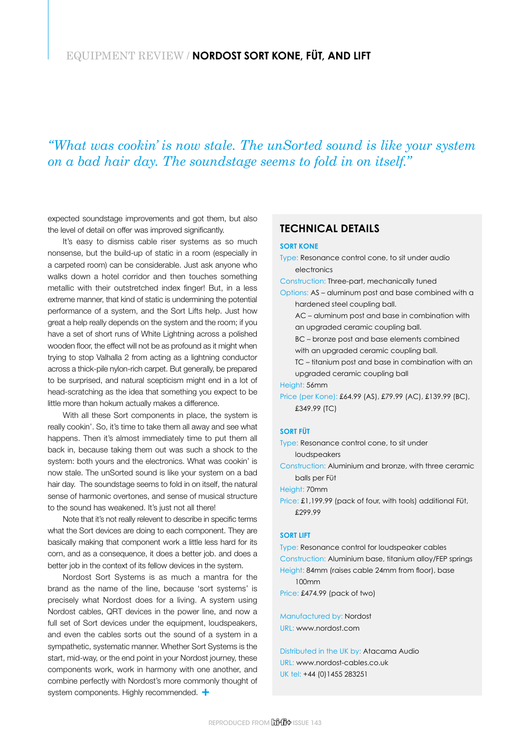*"What was cookin' is now stale. The unSorted sound is like your system on a bad hair day. The soundstage seems to fold in on itself."*

expected soundstage improvements and got them, but also the level of detail on offer was improved significantly.

It's easy to dismiss cable riser systems as so much nonsense, but the build-up of static in a room (especially in a carpeted room) can be considerable. Just ask anyone who walks down a hotel corridor and then touches something metallic with their outstretched index finger! But, in a less extreme manner, that kind of static is undermining the potential performance of a system, and the Sort Lifts help. Just how great a help really depends on the system and the room; if you have a set of short runs of White Lightning across a polished wooden floor, the effect will not be as profound as it might when trying to stop Valhalla 2 from acting as a lightning conductor across a thick-pile nylon-rich carpet. But generally, be prepared to be surprised, and natural scepticism might end in a lot of head-scratching as the idea that something you expect to be little more than hokum actually makes a difference.

With all these Sort components in place, the system is really cookin'. So, it's time to take them all away and see what happens. Then it's almost immediately time to put them all back in, because taking them out was such a shock to the system: both yours and the electronics. What was cookin' is now stale. The unSorted sound is like your system on a bad hair day. The soundstage seems to fold in on itself, the natural sense of harmonic overtones, and sense of musical structure to the sound has weakened. It's just not all there!

Note that it's not really relevent to describe in specific terms what the Sort devices are doing to each component. They are basically making that component work a little less hard for its corn, and as a consequence, it does a better job. and does a better job in the context of its fellow devices in the system.

Nordost Sort Systems is as much a mantra for the brand as the name of the line, because 'sort systems' is precisely what Nordost does for a living. A system using Nordost cables, QRT devices in the power line, and now a full set of Sort devices under the equipment, loudspeakers, and even the cables sorts out the sound of a system in a sympathetic, systematic manner. Whether Sort Systems is the start, mid-way, or the end point in your Nordost journey, these components work, work in harmony with one another, and combine perfectly with Nordost's more commonly thought of system components. Highly recommended. +

## TECHNICAL DETAILS

### SORT KONE

Type: Resonance control cone, to sit under audio electronics

Construction: Three-part, mechanically tuned

Options: AS – aluminum post and base combined with a hardened steel coupling ball.
AC – aluminum post and base in combination with an upgraded ceramic coupling ball.
BC – bronze post and base elements combined with an upgraded ceramic coupling ball.
TC – titanium post and base in combination with an upgraded ceramic coupling ball

Height: 56mm

Price (per Kone): £64.99 (AS), £79.99 (AC), £139.99 (BC), £349.99 (TC)

### SORT FÜT

Type: Resonance control cone, to sit under loudspeakers

Construction: Aluminium and bronze, with three ceramic balls per Füt

Height: 70mm

Price: £1,199.99 (pack of four, with tools) additional Füt, £299.99

### SORT LIFT

Type: Resonance control for loudspeaker cables

Construction: Aluminium base, titanium alloy/FEP springs

Height: 84mm (raises cable 24mm from floor), base 100mm

Price: £474.99 (pack of two)

Manufactured by: Nordost
URL: www.nordost.com

Distributed in the UK by: Atacama Audio
URL: www.nordost-cables.co.uk
UK tel: +44 (0)1455 283251